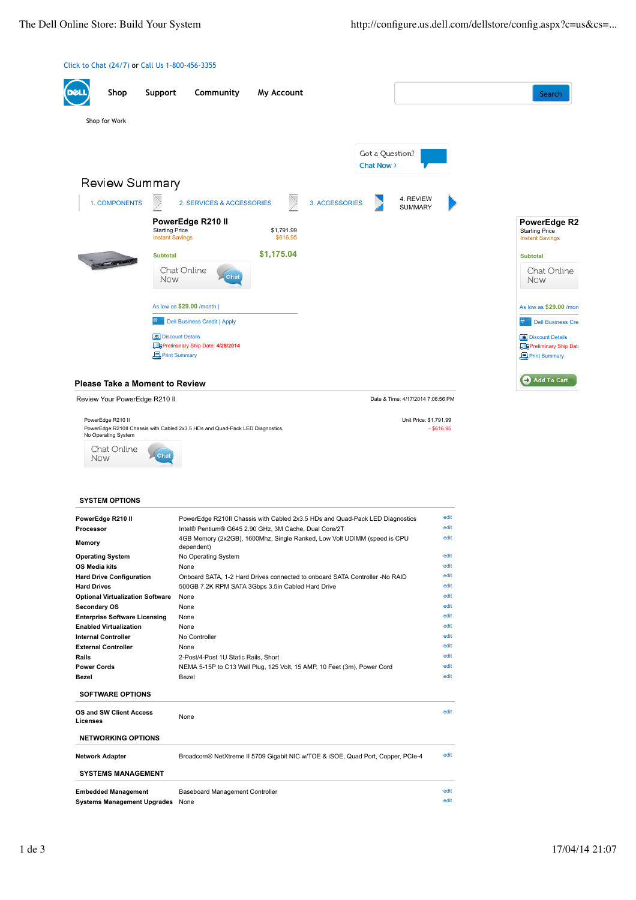Click to Chat (24/7) or Call Us 1-800-456-3355

Shop | Support | Community | My Account

Search

Shop for Work

Got a Question?
Chat Now ›

# Review Summary

1. COMPONENTS | 2. SERVICES & ACCESSORIES | 3. ACCESSORIES | 4. REVIEW SUMMARY

**PowerEdge R210 II**

| | |
|---|---|
| Starting Price | $1,791.99 |
| Instant Savings | $616.95 |
| Subtotal | $1,175.04 |

Chat Online Now

As low as $29.00 /month |

Dell Business Credit | Apply

Discount Details

Preliminary Ship Date: 4/28/2014

Print Summary

**PowerEdge R2**
Starting Price
Instant Savings

Subtotal

Chat Online Now

As low as $29.00 /mon

Dell Business Cre

Discount Details

Preliminary Ship Dat

Print Summary

Add To Cart

## Please Take a Moment to Review

Review Your PowerEdge R210 II

Date & Time: 4/17/2014 7:06:56 PM

PowerEdge R210 II
PowerEdge R210II Chassis with Cabled 2x3.5 HDs and Quad-Pack LED Diagnostics,
No Operating System

Unit Price: $1,791.99
- $616.95

Chat Online Now

### SYSTEM OPTIONS

| | | |
|---|---|---|
| **PowerEdge R210 II** | PowerEdge R210II Chassis with Cabled 2x3.5 HDs and Quad-Pack LED Diagnostics | edit |
| **Processor** | Intel® Pentium® G645 2.90 GHz, 3M Cache, Dual Core/2T | edit |
| **Memory** | 4GB Memory (2x2GB), 1600Mhz, Single Ranked, Low Volt UDIMM (speed is CPU dependent) | edit |
| **Operating System** | No Operating System | edit |
| **OS Media kits** | None | edit |
| **Hard Drive Configuration** | Onboard SATA, 1-2 Hard Drives connected to onboard SATA Controller -No RAID | edit |
| **Hard Drives** | 500GB 7.2K RPM SATA 3Gbps 3.5in Cabled Hard Drive | edit |
| **Optional Virtualization Software** | None | edit |
| **Secondary OS** | None | edit |
| **Enterprise Software Licensing** | None | edit |
| **Enabled Virtualization** | None | edit |
| **Internal Controller** | No Controller | edit |
| **External Controller** | None | edit |
| **Rails** | 2-Post/4-Post 1U Static Rails, Short | edit |
| **Power Cords** | NEMA 5-15P to C13 Wall Plug, 125 Volt, 15 AMP, 10 Feet (3m), Power Cord | edit |
| **Bezel** | Bezel | edit |

### SOFTWARE OPTIONS

| | | |
|---|---|---|
| **OS and SW Client Access Licenses** | None | edit |

### NETWORKING OPTIONS

| | | |
|---|---|---|
| **Network Adapter** | Broadcom® NetXtreme II 5709 Gigabit NIC w/TOE & iSOE, Quad Port, Copper, PCIe-4 | edit |

### SYSTEMS MANAGEMENT

| | | |
|---|---|---|
| **Embedded Management** | Baseboard Management Controller | edit |
| **Systems Management Upgrades** | None | edit |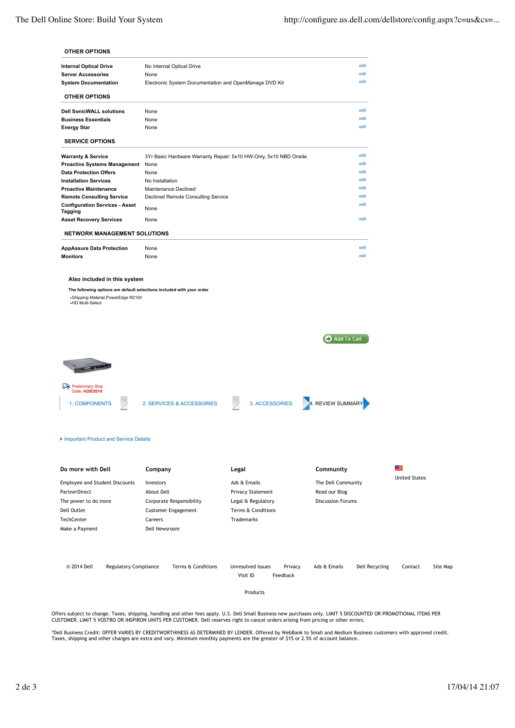## OTHER OPTIONS

| | | |
|---|---|---|
| **Internal Optical Drive** | No Internal Optical Drive | edit |
| **Server Accessories** | None | edit |
| **System Documentation** | Electronic System Documentation and OpenManage DVD Kit | edit |

## OTHER OPTIONS

| | | |
|---|---|---|
| **Dell SonicWALL solutions** | None | edit |
| **Business Essentials** | None | edit |
| **Energy Star** | None | edit |

## SERVICE OPTIONS

| | | |
|---|---|---|
| **Warranty & Service** | 3Yr Basic Hardware Warranty Repair: 5x10 HW-Only, 5x10 NBD Onsite | edit |
| **Proactive Systems Management** | None | edit |
| **Data Protection Offers** | None | edit |
| **Installation Services** | No Installation | edit |
| **Proactive Maintenance** | Maintenance Declined | edit |
| **Remote Consulting Service** | Declined Remote Consulting Service | edit |
| **Configuration Services - Asset Tagging** | None | edit |
| **Asset Recovery Services** | None | edit |

## NETWORK MANAGEMENT SOLUTIONS

| | | |
|---|---|---|
| **AppAssure Data Protection** | None | edit |
| **Monitors** | None | edit |

**Also included in this system**

**The following options are default selections included with your order**

- Shipping Material,PowerEdge R210II
- HD Multi-Select

Add To Cart

Preliminary Ship Date: **4/28/2014**

1. COMPONENTS | 2. SERVICES & ACCESSORIES | 3. ACCESSORIES | 4. REVIEW SUMMARY

Important Product and Service Details

**Do more with Dell**
- Employee and Student Discounts
- PartnerDirect
- The power to do more
- Dell Outlet
- TechCenter
- Make a Payment

**Company**
- Investors
- About Dell
- Corporate Responsibility
- Customer Engagement
- Careers
- Dell Newsroom

**Legal**
- Ads & Emails
- Privacy Statement
- Legal & Regulatory
- Terms & Conditions
- Trademarks

**Community**
- The Dell Community
- Read our Blog
- Discussion Forums

United States

© 2014 Dell | Regulatory Compliance | Terms & Conditions | Unresolved Issues | Privacy | Ads & Emails | Dell Recycling | Contact | Site Map | Visit ID | Feedback

Products

Offers subject to change. Taxes, shipping, handling and other fees apply. U.S. Dell Small Business new purchases only. LIMIT 5 DISCOUNTED OR PROMOTIONAL ITEMS PER CUSTOMER. LIMIT 5 VOSTRO OR INSPIRON UNITS PER CUSTOMER. Dell reserves right to cancel orders arising from pricing or other errors.

*Dell Business Credit: OFFER VARIES BY CREDITWORTHINESS AS DETERMINED BY LENDER. Offered by WebBank to Small and Medium Business customers with approved credit. Taxes, shipping and other charges are extra and vary. Minimum monthly payments are the greater of $15 or 2.5% of account balance.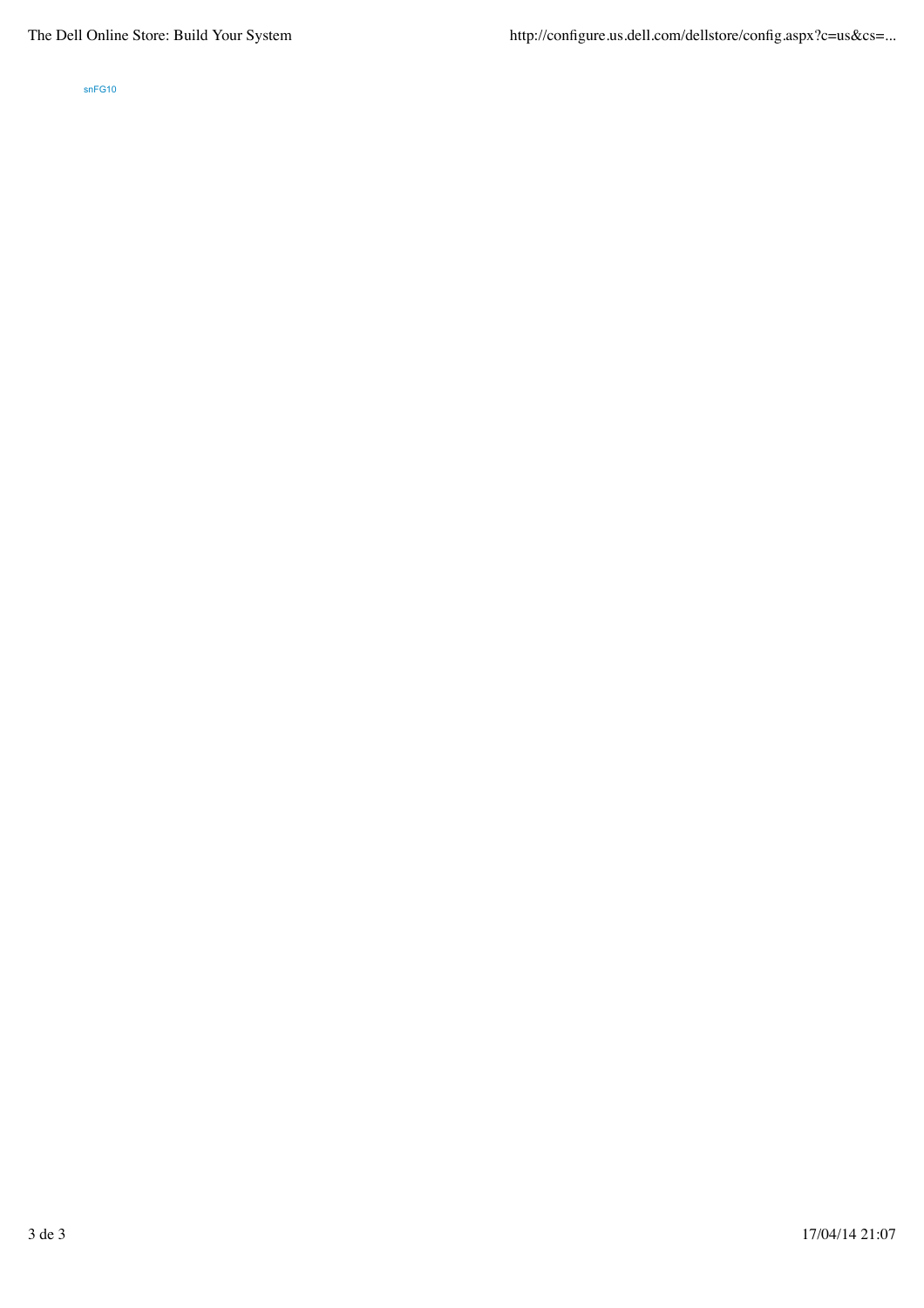snFG10